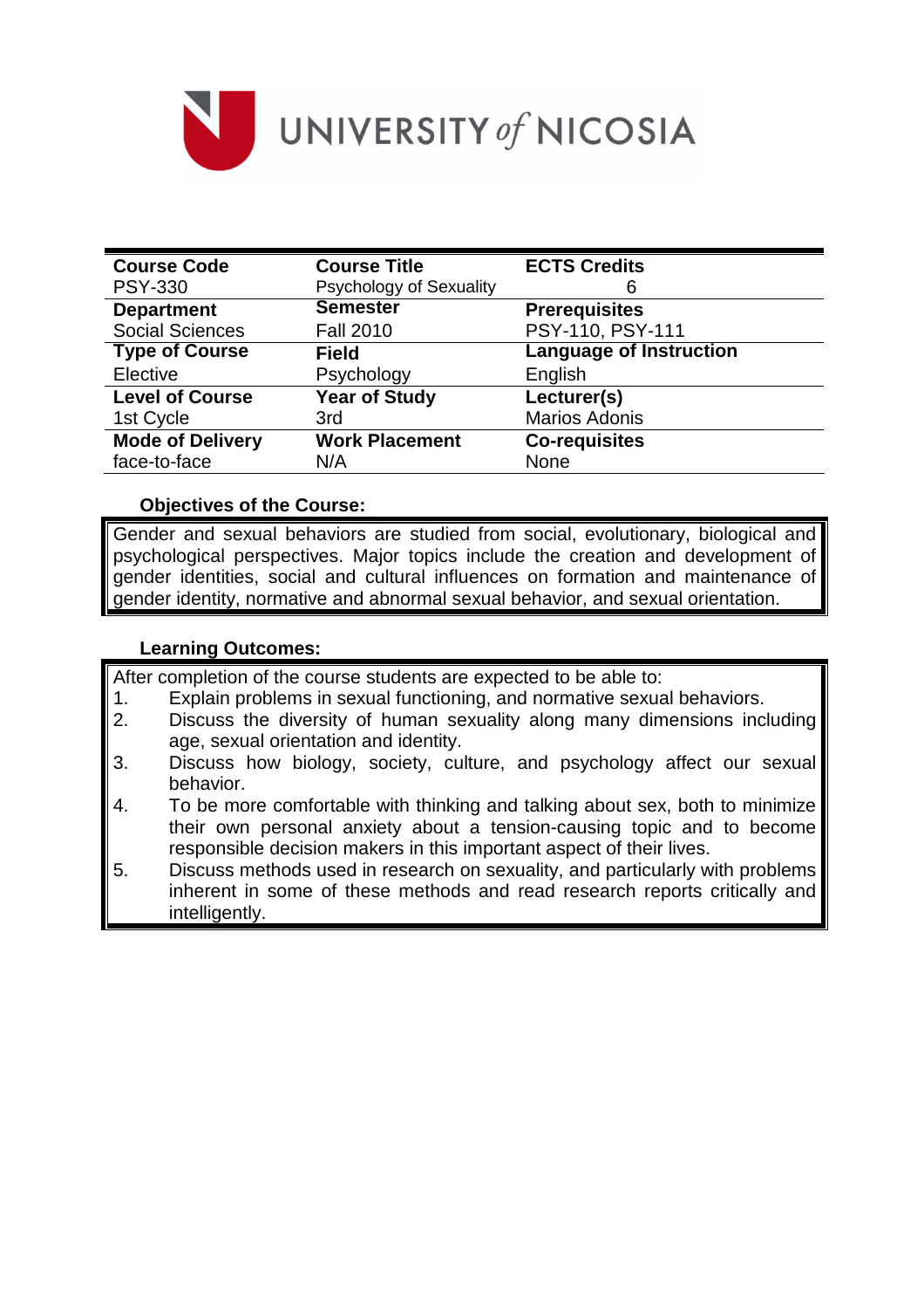# UNIVERSITY of NICOSIA

| Course Code | Course Title | ECTS Credits |
|---|---|---|
| PSY-330 | Psychology of Sexuality | 6 |
| **Department** | **Semester** | **Prerequisites** |
| Social Sciences | Fall 2010 | PSY-110, PSY-111 |
| **Type of Course** | **Field** | **Language of Instruction** |
| Elective | Psychology | English |
| **Level of Course** | **Year of Study** | **Lecturer(s)** |
| 1st Cycle | 3rd | Marios Adonis |
| **Mode of Delivery** | **Work Placement** | **Co-requisites** |
| face-to-face | N/A | None |

**Objectives of the Course:**

Gender and sexual behaviors are studied from social, evolutionary, biological and psychological perspectives. Major topics include the creation and development of gender identities, social and cultural influences on formation and maintenance of gender identity, normative and abnormal sexual behavior, and sexual orientation.

**Learning Outcomes:**

After completion of the course students are expected to be able to:

1. Explain problems in sexual functioning, and normative sexual behaviors.
2. Discuss the diversity of human sexuality along many dimensions including age, sexual orientation and identity.
3. Discuss how biology, society, culture, and psychology affect our sexual behavior.
4. To be more comfortable with thinking and talking about sex, both to minimize their own personal anxiety about a tension-causing topic and to become responsible decision makers in this important aspect of their lives.
5. Discuss methods used in research on sexuality, and particularly with problems inherent in some of these methods and read research reports critically and intelligently.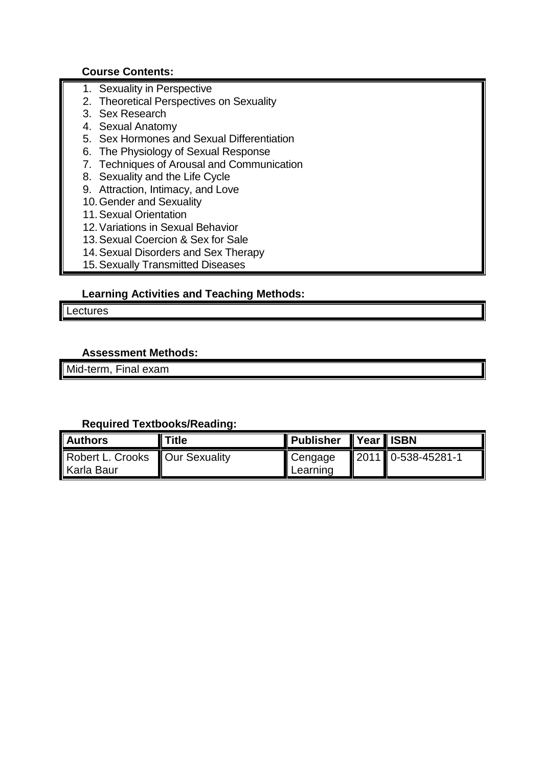**Course Contents:**

1. Sexuality in Perspective
2. Theoretical Perspectives on Sexuality
3. Sex Research
4. Sexual Anatomy
5. Sex Hormones and Sexual Differentiation
6. The Physiology of Sexual Response
7. Techniques of Arousal and Communication
8. Sexuality and the Life Cycle
9. Attraction, Intimacy, and Love
10. Gender and Sexuality
11. Sexual Orientation
12. Variations in Sexual Behavior
13. Sexual Coercion & Sex for Sale
14. Sexual Disorders and Sex Therapy
15. Sexually Transmitted Diseases

**Learning Activities and Teaching Methods:**

Lectures

**Assessment Methods:**

Mid-term, Final exam

**Required Textbooks/Reading:**

| Authors | Title | Publisher | Year | ISBN |
|---|---|---|---|---|
| Robert L. Crooks Karla Baur | Our Sexuality | Cengage Learning | 2011 | 0-538-45281-1 |